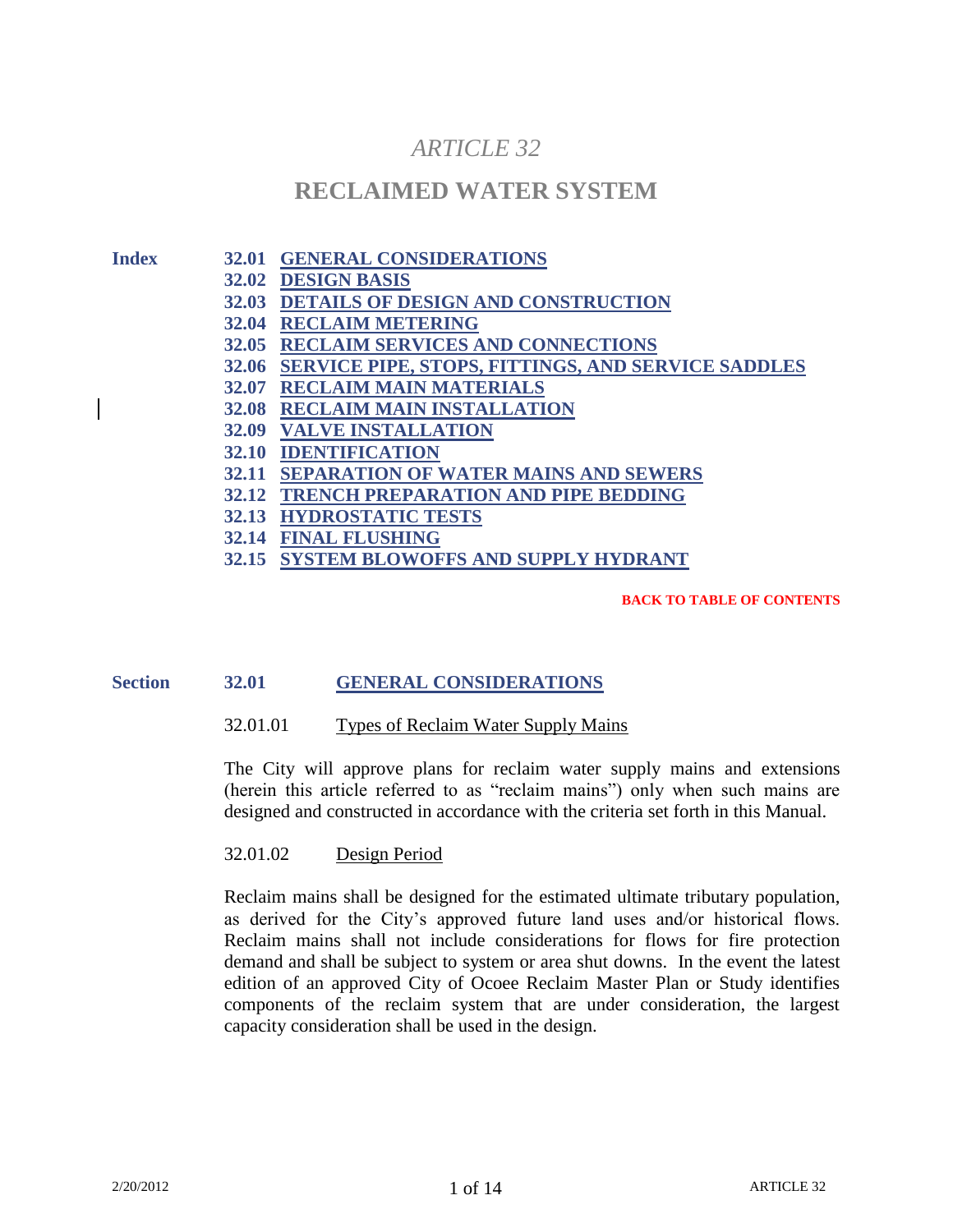# *ARTICLE 32*

# RECLAIMED WATER SYSTEM

**Index**

- **32.01 GENERAL CONSIDERATIONS**
- **32.02 DESIGN BASIS**
- **32.03 DETAILS OF DESIGN AND CONSTRUCTION**
- **32.04 RECLAIM METERING**
- **32.05 RECLAIM SERVICES AND CONNECTIONS**
- **32.06 SERVICE PIPE, STOPS, FITTINGS, AND SERVICE SADDLES**
- **32.07 RECLAIM MAIN MATERIALS**
- **32.08 RECLAIM MAIN INSTALLATION**
- **32.09 VALVE INSTALLATION**
- **32.10 IDENTIFICATION**
- **32.11 SEPARATION OF WATER MAINS AND SEWERS**
- **32.12 TRENCH PREPARATION AND PIPE BEDDING**
- **32.13 HYDROSTATIC TESTS**
- **32.14 FINAL FLUSHING**
- **32.15 SYSTEM BLOWOFFS AND SUPPLY HYDRANT**

**BACK TO TABLE OF CONTENTS**

## Section 32.01 GENERAL CONSIDERATIONS

### 32.01.01 Types of Reclaim Water Supply Mains

The City will approve plans for reclaim water supply mains and extensions (herein this article referred to as "reclaim mains") only when such mains are designed and constructed in accordance with the criteria set forth in this Manual.

### 32.01.02 Design Period

Reclaim mains shall be designed for the estimated ultimate tributary population, as derived for the City's approved future land uses and/or historical flows. Reclaim mains shall not include considerations for flows for fire protection demand and shall be subject to system or area shut downs. In the event the latest edition of an approved City of Ocoee Reclaim Master Plan or Study identifies components of the reclaim system that are under consideration, the largest capacity consideration shall be used in the design.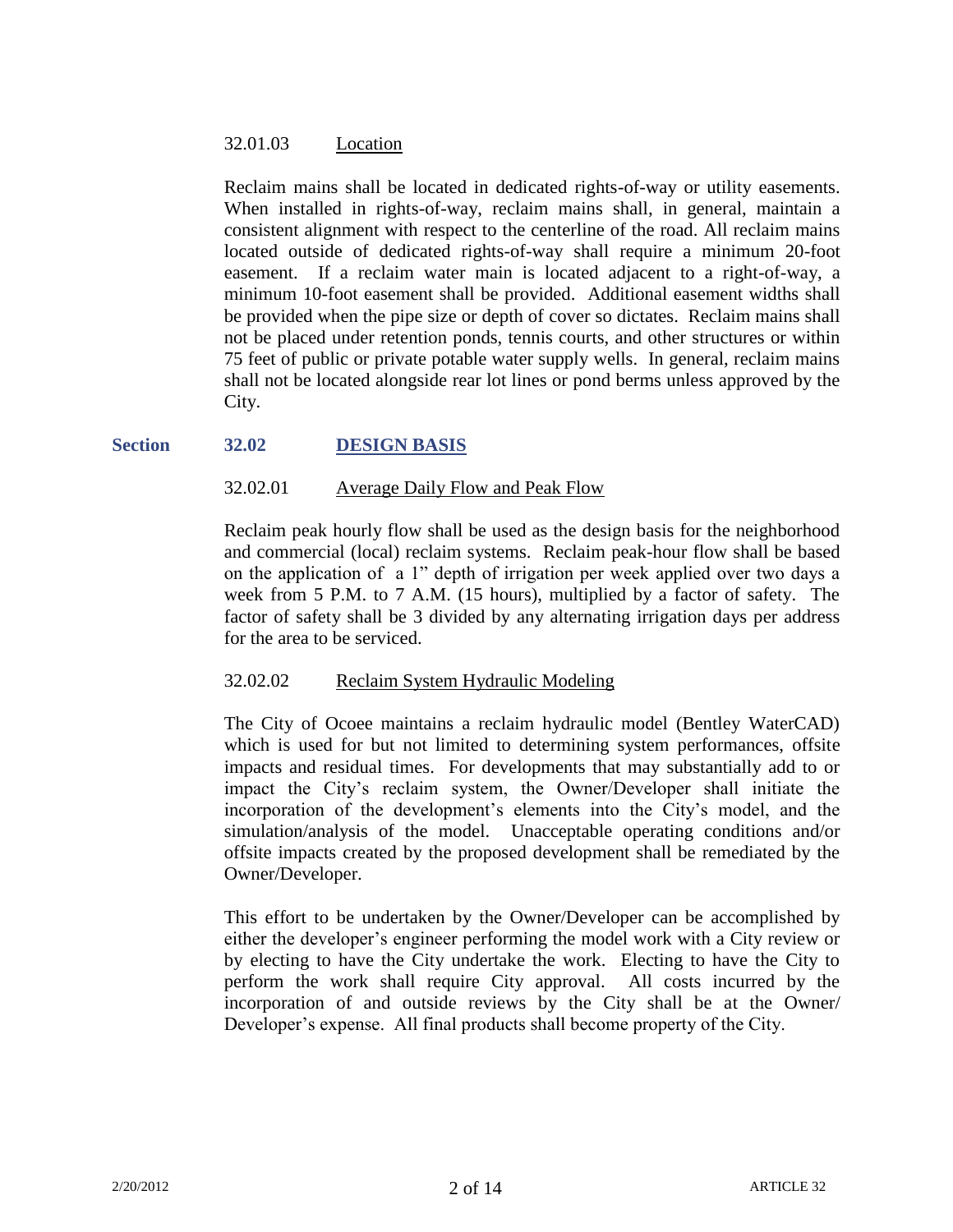### 32.01.03 Location

Reclaim mains shall be located in dedicated rights-of-way or utility easements. When installed in rights-of-way, reclaim mains shall, in general, maintain a consistent alignment with respect to the centerline of the road. All reclaim mains located outside of dedicated rights-of-way shall require a minimum 20-foot easement. If a reclaim water main is located adjacent to a right-of-way, a minimum 10-foot easement shall be provided. Additional easement widths shall be provided when the pipe size or depth of cover so dictates. Reclaim mains shall not be placed under retention ponds, tennis courts, and other structures or within 75 feet of public or private potable water supply wells. In general, reclaim mains shall not be located alongside rear lot lines or pond berms unless approved by the City.

## Section 32.02 DESIGN BASIS

### 32.02.01 Average Daily Flow and Peak Flow

Reclaim peak hourly flow shall be used as the design basis for the neighborhood and commercial (local) reclaim systems. Reclaim peak-hour flow shall be based on the application of a 1" depth of irrigation per week applied over two days a week from 5 P.M. to 7 A.M. (15 hours), multiplied by a factor of safety. The factor of safety shall be 3 divided by any alternating irrigation days per address for the area to be serviced.

### 32.02.02 Reclaim System Hydraulic Modeling

The City of Ocoee maintains a reclaim hydraulic model (Bentley WaterCAD) which is used for but not limited to determining system performances, offsite impacts and residual times. For developments that may substantially add to or impact the City's reclaim system, the Owner/Developer shall initiate the incorporation of the development's elements into the City's model, and the simulation/analysis of the model. Unacceptable operating conditions and/or offsite impacts created by the proposed development shall be remediated by the Owner/Developer.

This effort to be undertaken by the Owner/Developer can be accomplished by either the developer's engineer performing the model work with a City review or by electing to have the City undertake the work. Electing to have the City to perform the work shall require City approval. All costs incurred by the incorporation of and outside reviews by the City shall be at the Owner/ Developer's expense. All final products shall become property of the City.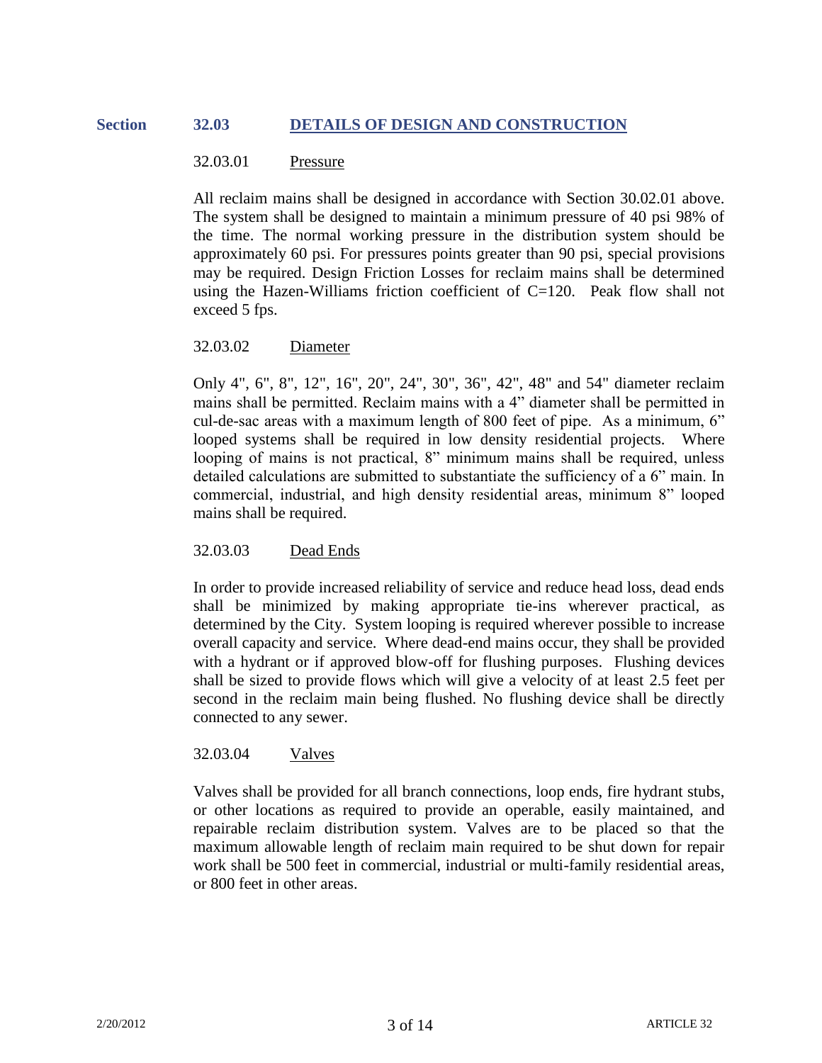## Section 32.03 DETAILS OF DESIGN AND CONSTRUCTION

### 32.03.01 Pressure

All reclaim mains shall be designed in accordance with Section 30.02.01 above. The system shall be designed to maintain a minimum pressure of 40 psi 98% of the time. The normal working pressure in the distribution system should be approximately 60 psi. For pressures points greater than 90 psi, special provisions may be required. Design Friction Losses for reclaim mains shall be determined using the Hazen-Williams friction coefficient of C=120. Peak flow shall not exceed 5 fps.

### 32.03.02 Diameter

Only 4", 6", 8", 12", 16", 20", 24", 30", 36", 42", 48" and 54" diameter reclaim mains shall be permitted. Reclaim mains with a 4" diameter shall be permitted in cul-de-sac areas with a maximum length of 800 feet of pipe. As a minimum, 6" looped systems shall be required in low density residential projects. Where looping of mains is not practical, 8" minimum mains shall be required, unless detailed calculations are submitted to substantiate the sufficiency of a 6" main. In commercial, industrial, and high density residential areas, minimum 8" looped mains shall be required.

### 32.03.03 Dead Ends

In order to provide increased reliability of service and reduce head loss, dead ends shall be minimized by making appropriate tie-ins wherever practical, as determined by the City. System looping is required wherever possible to increase overall capacity and service. Where dead-end mains occur, they shall be provided with a hydrant or if approved blow-off for flushing purposes. Flushing devices shall be sized to provide flows which will give a velocity of at least 2.5 feet per second in the reclaim main being flushed. No flushing device shall be directly connected to any sewer.

### 32.03.04 Valves

Valves shall be provided for all branch connections, loop ends, fire hydrant stubs, or other locations as required to provide an operable, easily maintained, and repairable reclaim distribution system. Valves are to be placed so that the maximum allowable length of reclaim main required to be shut down for repair work shall be 500 feet in commercial, industrial or multi-family residential areas, or 800 feet in other areas.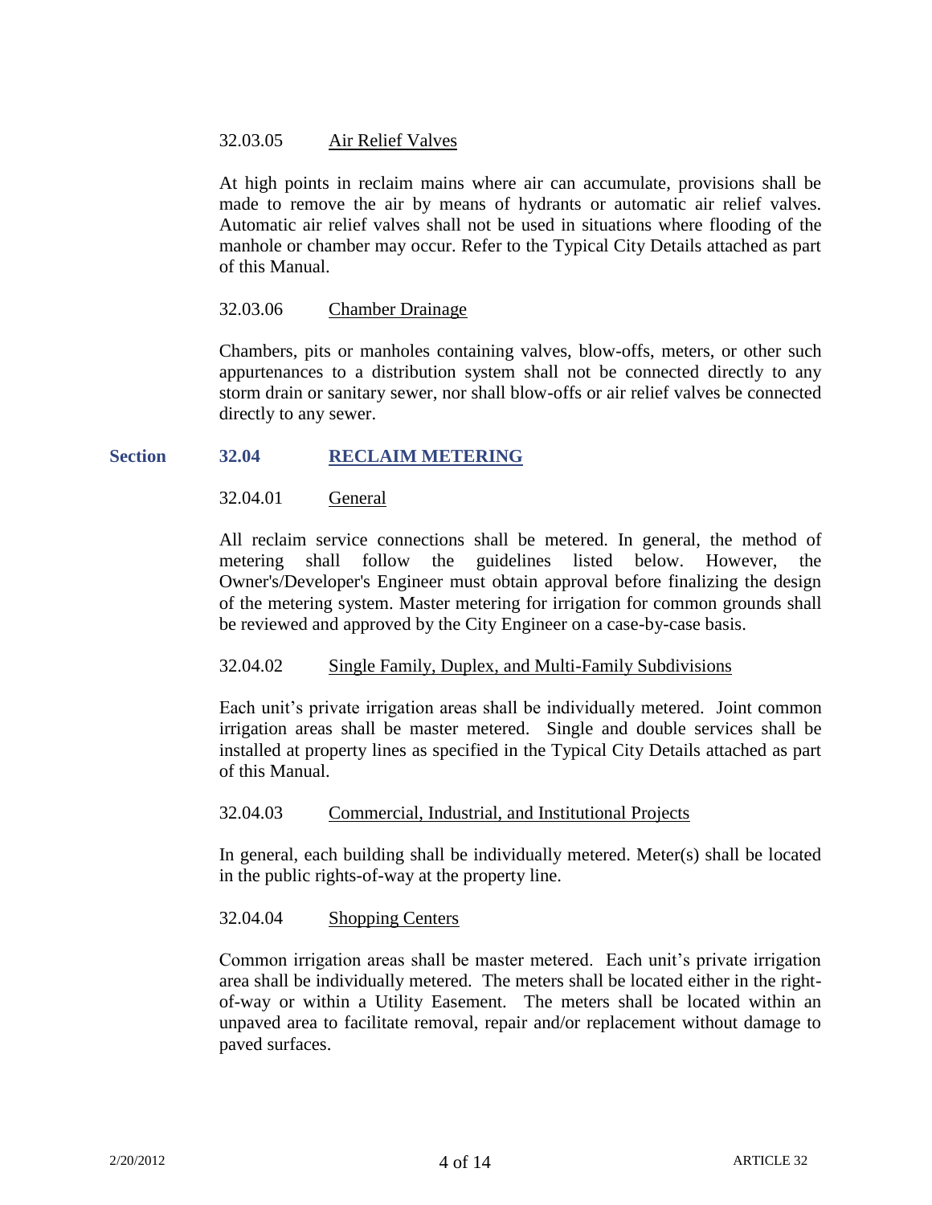#### 32.03.05 Air Relief Valves

At high points in reclaim mains where air can accumulate, provisions shall be made to remove the air by means of hydrants or automatic air relief valves. Automatic air relief valves shall not be used in situations where flooding of the manhole or chamber may occur. Refer to the Typical City Details attached as part of this Manual.

#### 32.03.06 Chamber Drainage

Chambers, pits or manholes containing valves, blow-offs, meters, or other such appurtenances to a distribution system shall not be connected directly to any storm drain or sanitary sewer, nor shall blow-offs or air relief valves be connected directly to any sewer.

### Section 32.04 RECLAIM METERING

#### 32.04.01 General

All reclaim service connections shall be metered. In general, the method of metering shall follow the guidelines listed below. However, the Owner's/Developer's Engineer must obtain approval before finalizing the design of the metering system. Master metering for irrigation for common grounds shall be reviewed and approved by the City Engineer on a case-by-case basis.

#### 32.04.02 Single Family, Duplex, and Multi-Family Subdivisions

Each unit's private irrigation areas shall be individually metered. Joint common irrigation areas shall be master metered. Single and double services shall be installed at property lines as specified in the Typical City Details attached as part of this Manual.

#### 32.04.03 Commercial, Industrial, and Institutional Projects

In general, each building shall be individually metered. Meter(s) shall be located in the public rights-of-way at the property line.

#### 32.04.04 Shopping Centers

Common irrigation areas shall be master metered. Each unit's private irrigation area shall be individually metered. The meters shall be located either in the right-of-way or within a Utility Easement. The meters shall be located within an unpaved area to facilitate removal, repair and/or replacement without damage to paved surfaces.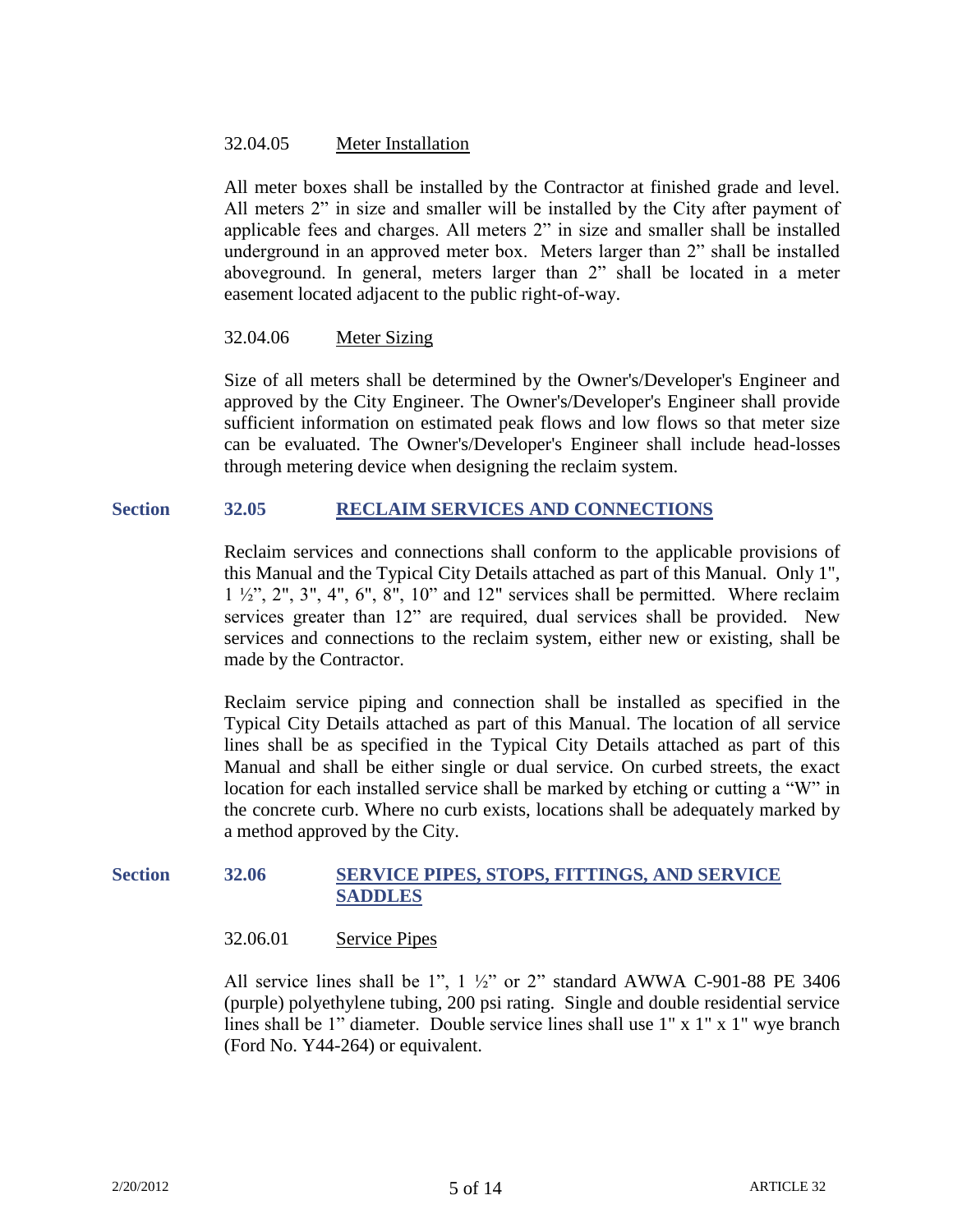32.04.05 Meter Installation

All meter boxes shall be installed by the Contractor at finished grade and level. All meters 2” in size and smaller will be installed by the City after payment of applicable fees and charges. All meters 2” in size and smaller shall be installed underground in an approved meter box. Meters larger than 2” shall be installed aboveground. In general, meters larger than 2” shall be located in a meter easement located adjacent to the public right-of-way.

32.04.06 Meter Sizing

Size of all meters shall be determined by the Owner's/Developer's Engineer and approved by the City Engineer. The Owner's/Developer's Engineer shall provide sufficient information on estimated peak flows and low flows so that meter size can be evaluated. The Owner's/Developer's Engineer shall include head-losses through metering device when designing the reclaim system.

## Section 32.05 RECLAIM SERVICES AND CONNECTIONS

Reclaim services and connections shall conform to the applicable provisions of this Manual and the Typical City Details attached as part of this Manual. Only 1", 1 ½”, 2", 3", 4", 6", 8", 10” and 12" services shall be permitted. Where reclaim services greater than 12” are required, dual services shall be provided. New services and connections to the reclaim system, either new or existing, shall be made by the Contractor.

Reclaim service piping and connection shall be installed as specified in the Typical City Details attached as part of this Manual. The location of all service lines shall be as specified in the Typical City Details attached as part of this Manual and shall be either single or dual service. On curbed streets, the exact location for each installed service shall be marked by etching or cutting a “W” in the concrete curb. Where no curb exists, locations shall be adequately marked by a method approved by the City.

## Section 32.06 SERVICE PIPES, STOPS, FITTINGS, AND SERVICE SADDLES

32.06.01 Service Pipes

All service lines shall be 1”, 1 ½” or 2” standard AWWA C-901-88 PE 3406 (purple) polyethylene tubing, 200 psi rating. Single and double residential service lines shall be 1” diameter. Double service lines shall use 1" x 1" x 1" wye branch (Ford No. Y44-264) or equivalent.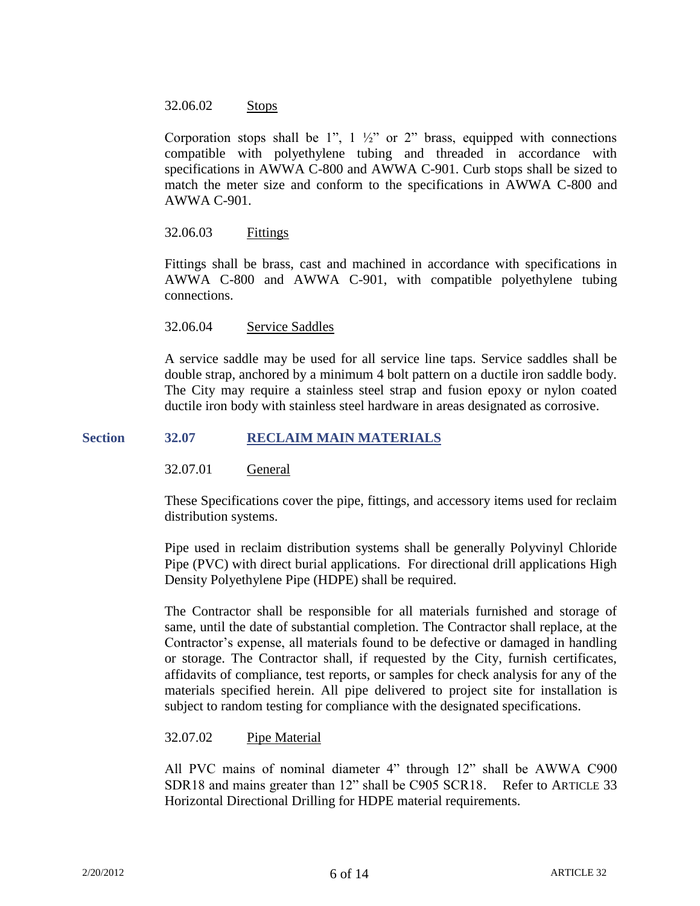#### 32.06.02 Stops

Corporation stops shall be 1", 1 ½" or 2" brass, equipped with connections compatible with polyethylene tubing and threaded in accordance with specifications in AWWA C-800 and AWWA C-901. Curb stops shall be sized to match the meter size and conform to the specifications in AWWA C-800 and AWWA C-901.

#### 32.06.03 Fittings

Fittings shall be brass, cast and machined in accordance with specifications in AWWA C-800 and AWWA C-901, with compatible polyethylene tubing connections.

#### 32.06.04 Service Saddles

A service saddle may be used for all service line taps. Service saddles shall be double strap, anchored by a minimum 4 bolt pattern on a ductile iron saddle body. The City may require a stainless steel strap and fusion epoxy or nylon coated ductile iron body with stainless steel hardware in areas designated as corrosive.

## Section 32.07 RECLAIM MAIN MATERIALS

#### 32.07.01 General

These Specifications cover the pipe, fittings, and accessory items used for reclaim distribution systems.

Pipe used in reclaim distribution systems shall be generally Polyvinyl Chloride Pipe (PVC) with direct burial applications. For directional drill applications High Density Polyethylene Pipe (HDPE) shall be required.

The Contractor shall be responsible for all materials furnished and storage of same, until the date of substantial completion. The Contractor shall replace, at the Contractor's expense, all materials found to be defective or damaged in handling or storage. The Contractor shall, if requested by the City, furnish certificates, affidavits of compliance, test reports, or samples for check analysis for any of the materials specified herein. All pipe delivered to project site for installation is subject to random testing for compliance with the designated specifications.

#### 32.07.02 Pipe Material

All PVC mains of nominal diameter 4" through 12" shall be AWWA C900 SDR18 and mains greater than 12" shall be C905 SCR18. Refer to ARTICLE 33 Horizontal Directional Drilling for HDPE material requirements.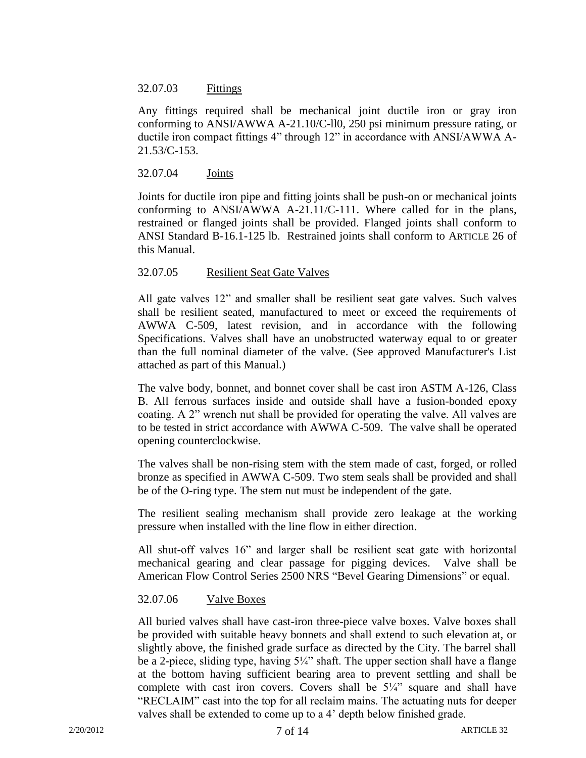### 32.07.03 Fittings

Any fittings required shall be mechanical joint ductile iron or gray iron conforming to ANSI/AWWA A-21.10/C-ll0, 250 psi minimum pressure rating, or ductile iron compact fittings 4" through 12" in accordance with ANSI/AWWA A-21.53/C-153.

### 32.07.04 Joints

Joints for ductile iron pipe and fitting joints shall be push-on or mechanical joints conforming to ANSI/AWWA A-21.11/C-111. Where called for in the plans, restrained or flanged joints shall be provided. Flanged joints shall conform to ANSI Standard B-16.1-125 lb. Restrained joints shall conform to ARTICLE 26 of this Manual.

### 32.07.05 Resilient Seat Gate Valves

All gate valves 12" and smaller shall be resilient seat gate valves. Such valves shall be resilient seated, manufactured to meet or exceed the requirements of AWWA C-509, latest revision, and in accordance with the following Specifications. Valves shall have an unobstructed waterway equal to or greater than the full nominal diameter of the valve. (See approved Manufacturer's List attached as part of this Manual.)

The valve body, bonnet, and bonnet cover shall be cast iron ASTM A-126, Class B. All ferrous surfaces inside and outside shall have a fusion-bonded epoxy coating. A 2" wrench nut shall be provided for operating the valve. All valves are to be tested in strict accordance with AWWA C-509. The valve shall be operated opening counterclockwise.

The valves shall be non-rising stem with the stem made of cast, forged, or rolled bronze as specified in AWWA C-509. Two stem seals shall be provided and shall be of the O-ring type. The stem nut must be independent of the gate.

The resilient sealing mechanism shall provide zero leakage at the working pressure when installed with the line flow in either direction.

All shut-off valves 16" and larger shall be resilient seat gate with horizontal mechanical gearing and clear passage for pigging devices. Valve shall be American Flow Control Series 2500 NRS "Bevel Gearing Dimensions" or equal.

### 32.07.06 Valve Boxes

All buried valves shall have cast-iron three-piece valve boxes. Valve boxes shall be provided with suitable heavy bonnets and shall extend to such elevation at, or slightly above, the finished grade surface as directed by the City. The barrel shall be a 2-piece, sliding type, having 5¼" shaft. The upper section shall have a flange at the bottom having sufficient bearing area to prevent settling and shall be complete with cast iron covers. Covers shall be 5¼" square and shall have "RECLAIM" cast into the top for all reclaim mains. The actuating nuts for deeper valves shall be extended to come up to a 4' depth below finished grade.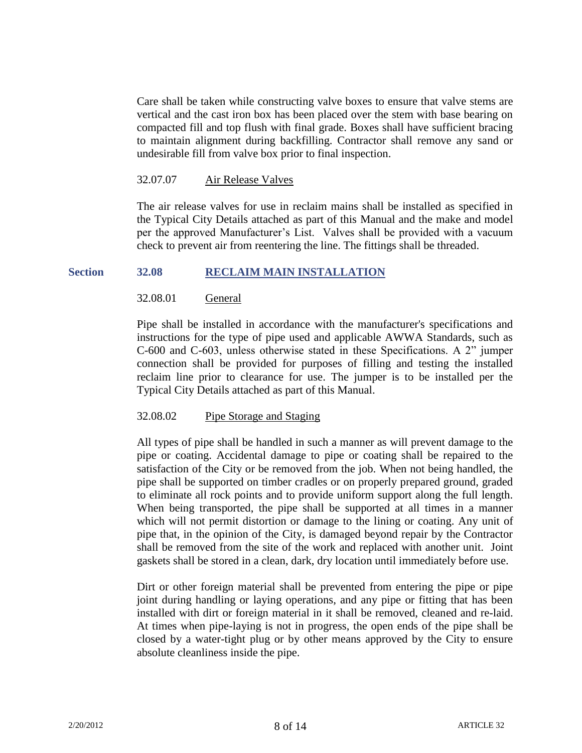Care shall be taken while constructing valve boxes to ensure that valve stems are vertical and the cast iron box has been placed over the stem with base bearing on compacted fill and top flush with final grade. Boxes shall have sufficient bracing to maintain alignment during backfilling. Contractor shall remove any sand or undesirable fill from valve box prior to final inspection.

#### 32.07.07 Air Release Valves

The air release valves for use in reclaim mains shall be installed as specified in the Typical City Details attached as part of this Manual and the make and model per the approved Manufacturer's List. Valves shall be provided with a vacuum check to prevent air from reentering the line. The fittings shall be threaded.

## Section 32.08 RECLAIM MAIN INSTALLATION

#### 32.08.01 General

Pipe shall be installed in accordance with the manufacturer's specifications and instructions for the type of pipe used and applicable AWWA Standards, such as C-600 and C-603, unless otherwise stated in these Specifications. A 2" jumper connection shall be provided for purposes of filling and testing the installed reclaim line prior to clearance for use. The jumper is to be installed per the Typical City Details attached as part of this Manual.

#### 32.08.02 Pipe Storage and Staging

All types of pipe shall be handled in such a manner as will prevent damage to the pipe or coating. Accidental damage to pipe or coating shall be repaired to the satisfaction of the City or be removed from the job. When not being handled, the pipe shall be supported on timber cradles or on properly prepared ground, graded to eliminate all rock points and to provide uniform support along the full length. When being transported, the pipe shall be supported at all times in a manner which will not permit distortion or damage to the lining or coating. Any unit of pipe that, in the opinion of the City, is damaged beyond repair by the Contractor shall be removed from the site of the work and replaced with another unit. Joint gaskets shall be stored in a clean, dark, dry location until immediately before use.

Dirt or other foreign material shall be prevented from entering the pipe or pipe joint during handling or laying operations, and any pipe or fitting that has been installed with dirt or foreign material in it shall be removed, cleaned and re-laid. At times when pipe-laying is not in progress, the open ends of the pipe shall be closed by a water-tight plug or by other means approved by the City to ensure absolute cleanliness inside the pipe.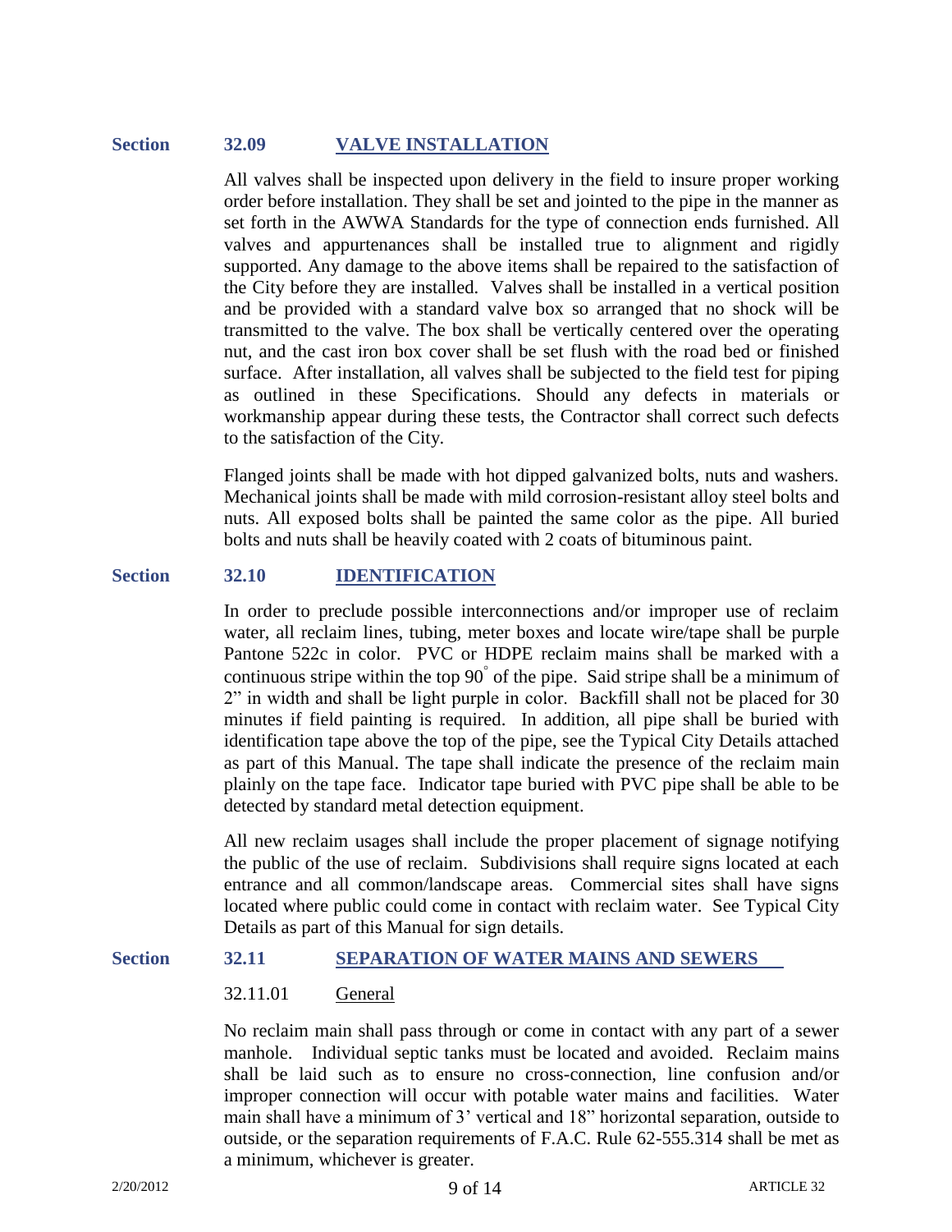## Section 32.09 VALVE INSTALLATION

All valves shall be inspected upon delivery in the field to insure proper working order before installation. They shall be set and jointed to the pipe in the manner as set forth in the AWWA Standards for the type of connection ends furnished. All valves and appurtenances shall be installed true to alignment and rigidly supported. Any damage to the above items shall be repaired to the satisfaction of the City before they are installed. Valves shall be installed in a vertical position and be provided with a standard valve box so arranged that no shock will be transmitted to the valve. The box shall be vertically centered over the operating nut, and the cast iron box cover shall be set flush with the road bed or finished surface. After installation, all valves shall be subjected to the field test for piping as outlined in these Specifications. Should any defects in materials or workmanship appear during these tests, the Contractor shall correct such defects to the satisfaction of the City.

Flanged joints shall be made with hot dipped galvanized bolts, nuts and washers. Mechanical joints shall be made with mild corrosion-resistant alloy steel bolts and nuts. All exposed bolts shall be painted the same color as the pipe. All buried bolts and nuts shall be heavily coated with 2 coats of bituminous paint.

## Section 32.10 IDENTIFICATION

In order to preclude possible interconnections and/or improper use of reclaim water, all reclaim lines, tubing, meter boxes and locate wire/tape shall be purple Pantone 522c in color. PVC or HDPE reclaim mains shall be marked with a continuous stripe within the top 90° of the pipe. Said stripe shall be a minimum of 2" in width and shall be light purple in color. Backfill shall not be placed for 30 minutes if field painting is required. In addition, all pipe shall be buried with identification tape above the top of the pipe, see the Typical City Details attached as part of this Manual. The tape shall indicate the presence of the reclaim main plainly on the tape face. Indicator tape buried with PVC pipe shall be able to be detected by standard metal detection equipment.

All new reclaim usages shall include the proper placement of signage notifying the public of the use of reclaim. Subdivisions shall require signs located at each entrance and all common/landscape areas. Commercial sites shall have signs located where public could come in contact with reclaim water. See Typical City Details as part of this Manual for sign details.

## Section 32.11 SEPARATION OF WATER MAINS AND SEWERS

### 32.11.01 General

No reclaim main shall pass through or come in contact with any part of a sewer manhole. Individual septic tanks must be located and avoided. Reclaim mains shall be laid such as to ensure no cross-connection, line confusion and/or improper connection will occur with potable water mains and facilities. Water main shall have a minimum of 3' vertical and 18" horizontal separation, outside to outside, or the separation requirements of F.A.C. Rule 62-555.314 shall be met as a minimum, whichever is greater.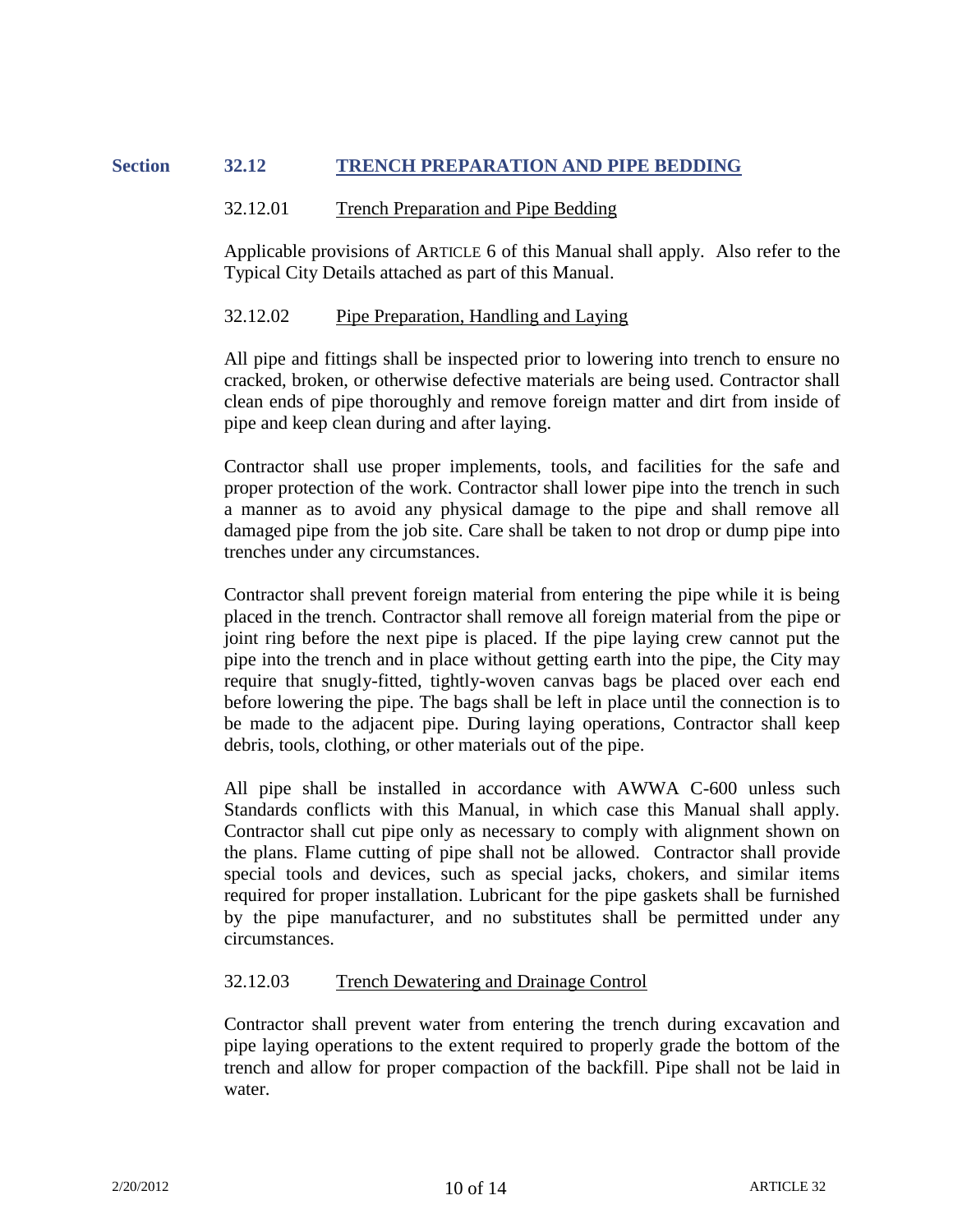## Section 32.12 TRENCH PREPARATION AND PIPE BEDDING

### 32.12.01 Trench Preparation and Pipe Bedding

Applicable provisions of ARTICLE 6 of this Manual shall apply. Also refer to the Typical City Details attached as part of this Manual.

### 32.12.02 Pipe Preparation, Handling and Laying

All pipe and fittings shall be inspected prior to lowering into trench to ensure no cracked, broken, or otherwise defective materials are being used. Contractor shall clean ends of pipe thoroughly and remove foreign matter and dirt from inside of pipe and keep clean during and after laying.

Contractor shall use proper implements, tools, and facilities for the safe and proper protection of the work. Contractor shall lower pipe into the trench in such a manner as to avoid any physical damage to the pipe and shall remove all damaged pipe from the job site. Care shall be taken to not drop or dump pipe into trenches under any circumstances.

Contractor shall prevent foreign material from entering the pipe while it is being placed in the trench. Contractor shall remove all foreign material from the pipe or joint ring before the next pipe is placed. If the pipe laying crew cannot put the pipe into the trench and in place without getting earth into the pipe, the City may require that snugly-fitted, tightly-woven canvas bags be placed over each end before lowering the pipe. The bags shall be left in place until the connection is to be made to the adjacent pipe. During laying operations, Contractor shall keep debris, tools, clothing, or other materials out of the pipe.

All pipe shall be installed in accordance with AWWA C-600 unless such Standards conflicts with this Manual, in which case this Manual shall apply. Contractor shall cut pipe only as necessary to comply with alignment shown on the plans. Flame cutting of pipe shall not be allowed. Contractor shall provide special tools and devices, such as special jacks, chokers, and similar items required for proper installation. Lubricant for the pipe gaskets shall be furnished by the pipe manufacturer, and no substitutes shall be permitted under any circumstances.

### 32.12.03 Trench Dewatering and Drainage Control

Contractor shall prevent water from entering the trench during excavation and pipe laying operations to the extent required to properly grade the bottom of the trench and allow for proper compaction of the backfill. Pipe shall not be laid in water.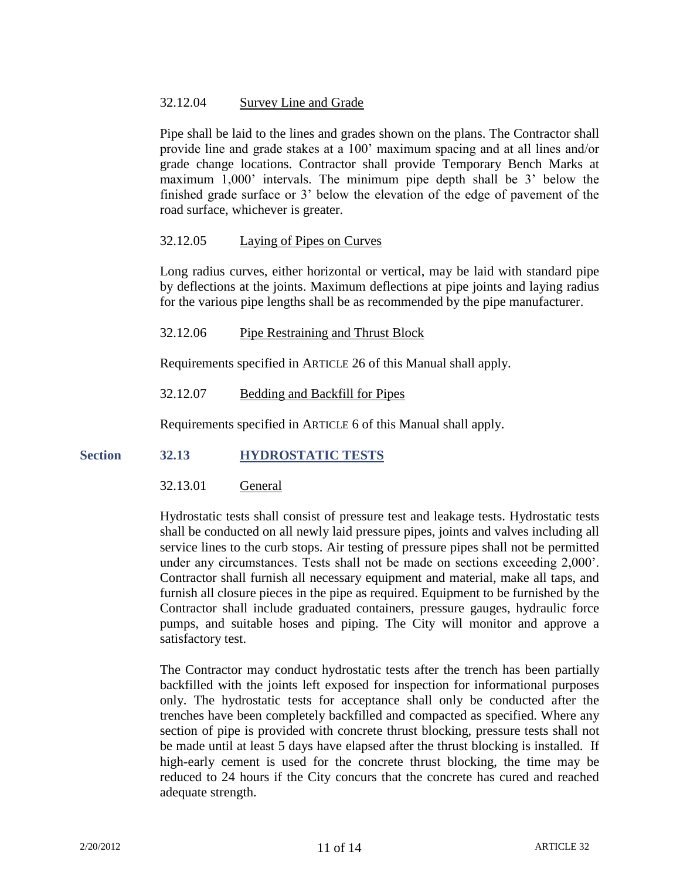32.12.04 Survey Line and Grade

Pipe shall be laid to the lines and grades shown on the plans. The Contractor shall provide line and grade stakes at a 100' maximum spacing and at all lines and/or grade change locations. Contractor shall provide Temporary Bench Marks at maximum 1,000' intervals. The minimum pipe depth shall be 3' below the finished grade surface or 3' below the elevation of the edge of pavement of the road surface, whichever is greater.

32.12.05 Laying of Pipes on Curves

Long radius curves, either horizontal or vertical, may be laid with standard pipe by deflections at the joints. Maximum deflections at pipe joints and laying radius for the various pipe lengths shall be as recommended by the pipe manufacturer.

32.12.06 Pipe Restraining and Thrust Block

Requirements specified in ARTICLE 26 of this Manual shall apply.

32.12.07 Bedding and Backfill for Pipes

Requirements specified in ARTICLE 6 of this Manual shall apply.

## Section 32.13 HYDROSTATIC TESTS

32.13.01 General

Hydrostatic tests shall consist of pressure test and leakage tests. Hydrostatic tests shall be conducted on all newly laid pressure pipes, joints and valves including all service lines to the curb stops. Air testing of pressure pipes shall not be permitted under any circumstances. Tests shall not be made on sections exceeding 2,000'. Contractor shall furnish all necessary equipment and material, make all taps, and furnish all closure pieces in the pipe as required. Equipment to be furnished by the Contractor shall include graduated containers, pressure gauges, hydraulic force pumps, and suitable hoses and piping. The City will monitor and approve a satisfactory test.

The Contractor may conduct hydrostatic tests after the trench has been partially backfilled with the joints left exposed for inspection for informational purposes only. The hydrostatic tests for acceptance shall only be conducted after the trenches have been completely backfilled and compacted as specified. Where any section of pipe is provided with concrete thrust blocking, pressure tests shall not be made until at least 5 days have elapsed after the thrust blocking is installed. If high-early cement is used for the concrete thrust blocking, the time may be reduced to 24 hours if the City concurs that the concrete has cured and reached adequate strength.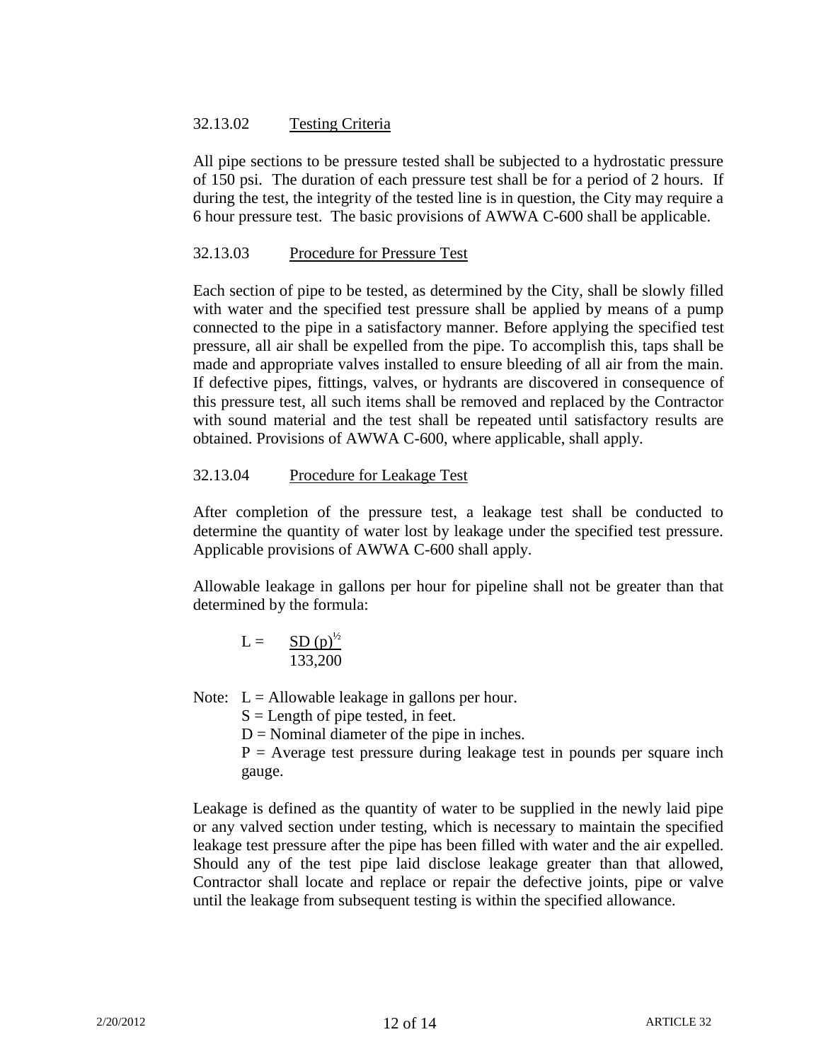### 32.13.02 Testing Criteria

All pipe sections to be pressure tested shall be subjected to a hydrostatic pressure of 150 psi. The duration of each pressure test shall be for a period of 2 hours. If during the test, the integrity of the tested line is in question, the City may require a 6 hour pressure test. The basic provisions of AWWA C-600 shall be applicable.

### 32.13.03 Procedure for Pressure Test

Each section of pipe to be tested, as determined by the City, shall be slowly filled with water and the specified test pressure shall be applied by means of a pump connected to the pipe in a satisfactory manner. Before applying the specified test pressure, all air shall be expelled from the pipe. To accomplish this, taps shall be made and appropriate valves installed to ensure bleeding of all air from the main. If defective pipes, fittings, valves, or hydrants are discovered in consequence of this pressure test, all such items shall be removed and replaced by the Contractor with sound material and the test shall be repeated until satisfactory results are obtained. Provisions of AWWA C-600, where applicable, shall apply.

### 32.13.04 Procedure for Leakage Test

After completion of the pressure test, a leakage test shall be conducted to determine the quantity of water lost by leakage under the specified test pressure. Applicable provisions of AWWA C-600 shall apply.

Allowable leakage in gallons per hour for pipeline shall not be greater than that determined by the formula:

$$L = \frac{SD\,(p)^{1/2}}{133{,}200}$$

Note: L = Allowable leakage in gallons per hour.
S = Length of pipe tested, in feet.
D = Nominal diameter of the pipe in inches.
P = Average test pressure during leakage test in pounds per square inch gauge.

Leakage is defined as the quantity of water to be supplied in the newly laid pipe or any valved section under testing, which is necessary to maintain the specified leakage test pressure after the pipe has been filled with water and the air expelled. Should any of the test pipe laid disclose leakage greater than that allowed, Contractor shall locate and replace or repair the defective joints, pipe or valve until the leakage from subsequent testing is within the specified allowance.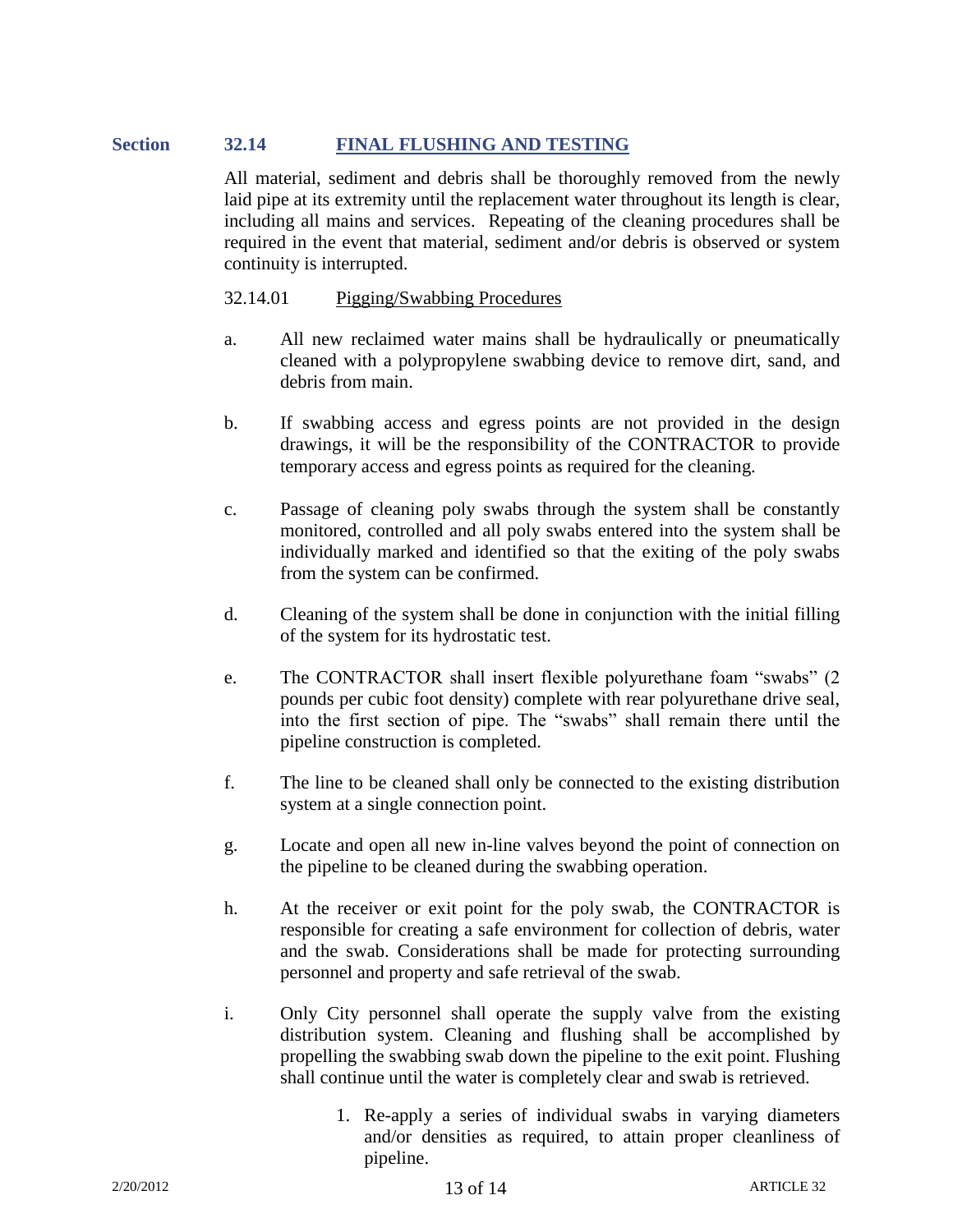## Section 32.14 FINAL FLUSHING AND TESTING

All material, sediment and debris shall be thoroughly removed from the newly laid pipe at its extremity until the replacement water throughout its length is clear, including all mains and services. Repeating of the cleaning procedures shall be required in the event that material, sediment and/or debris is observed or system continuity is interrupted.

### 32.14.01 Pigging/Swabbing Procedures

a. All new reclaimed water mains shall be hydraulically or pneumatically cleaned with a polypropylene swabbing device to remove dirt, sand, and debris from main.

b. If swabbing access and egress points are not provided in the design drawings, it will be the responsibility of the CONTRACTOR to provide temporary access and egress points as required for the cleaning.

c. Passage of cleaning poly swabs through the system shall be constantly monitored, controlled and all poly swabs entered into the system shall be individually marked and identified so that the exiting of the poly swabs from the system can be confirmed.

d. Cleaning of the system shall be done in conjunction with the initial filling of the system for its hydrostatic test.

e. The CONTRACTOR shall insert flexible polyurethane foam "swabs" (2 pounds per cubic foot density) complete with rear polyurethane drive seal, into the first section of pipe. The "swabs" shall remain there until the pipeline construction is completed.

f. The line to be cleaned shall only be connected to the existing distribution system at a single connection point.

g. Locate and open all new in-line valves beyond the point of connection on the pipeline to be cleaned during the swabbing operation.

h. At the receiver or exit point for the poly swab, the CONTRACTOR is responsible for creating a safe environment for collection of debris, water and the swab. Considerations shall be made for protecting surrounding personnel and property and safe retrieval of the swab.

i. Only City personnel shall operate the supply valve from the existing distribution system. Cleaning and flushing shall be accomplished by propelling the swabbing swab down the pipeline to the exit point. Flushing shall continue until the water is completely clear and swab is retrieved.

   1. Re-apply a series of individual swabs in varying diameters and/or densities as required, to attain proper cleanliness of pipeline.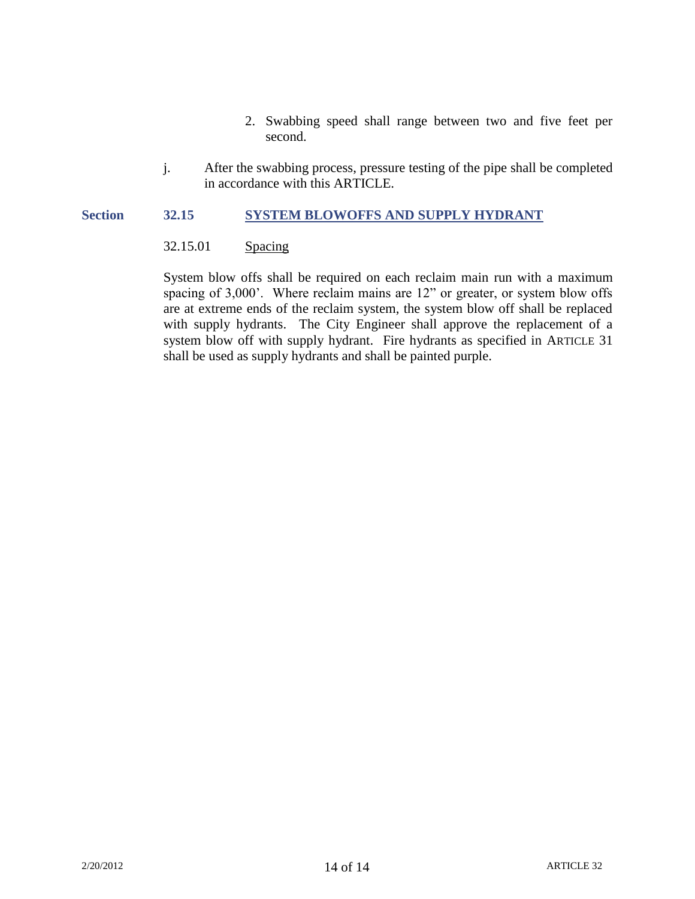2. Swabbing speed shall range between two and five feet per second.

j. After the swabbing process, pressure testing of the pipe shall be completed in accordance with this ARTICLE.

## Section 32.15 SYSTEM BLOWOFFS AND SUPPLY HYDRANT

### 32.15.01 Spacing

System blow offs shall be required on each reclaim main run with a maximum spacing of 3,000'. Where reclaim mains are 12" or greater, or system blow offs are at extreme ends of the reclaim system, the system blow off shall be replaced with supply hydrants. The City Engineer shall approve the replacement of a system blow off with supply hydrant. Fire hydrants as specified in ARTICLE 31 shall be used as supply hydrants and shall be painted purple.